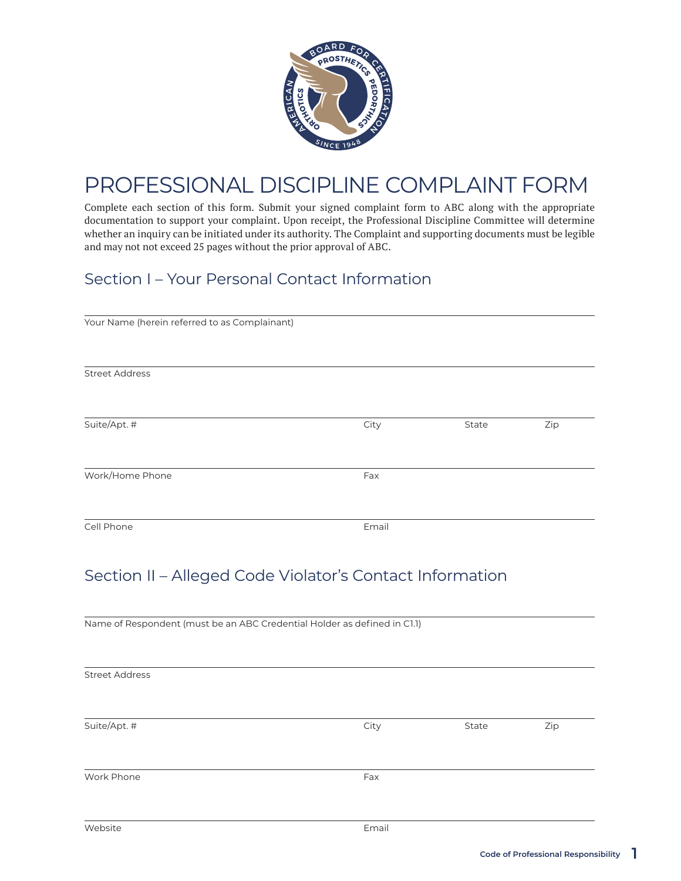# PROFESSIONAL DISCIPLINE COMPLAINT FORM

Complete each section of this form. Submit your signed complaint form to ABC along with the appropriate documentation to support your complaint. Upon receipt, the Professional Discipline Committee will determine whether an inquiry can be initiated under its authority. The Complaint and supporting documents must be legible and may not not exceed 25 pages without the prior approval of ABC.

## Section I – Your Personal Contact Information

Your Name (herein referred to as Complainant)

Street Address

Suite/Apt. # | City | State | Zip

Work/Home Phone | Fax

Cell Phone | Email

## Section II – Alleged Code Violator's Contact Information

Name of Respondent (must be an ABC Credential Holder as defined in C1.1)

Street Address

Suite/Apt. # | City | State | Zip

Work Phone | Fax

Website | Email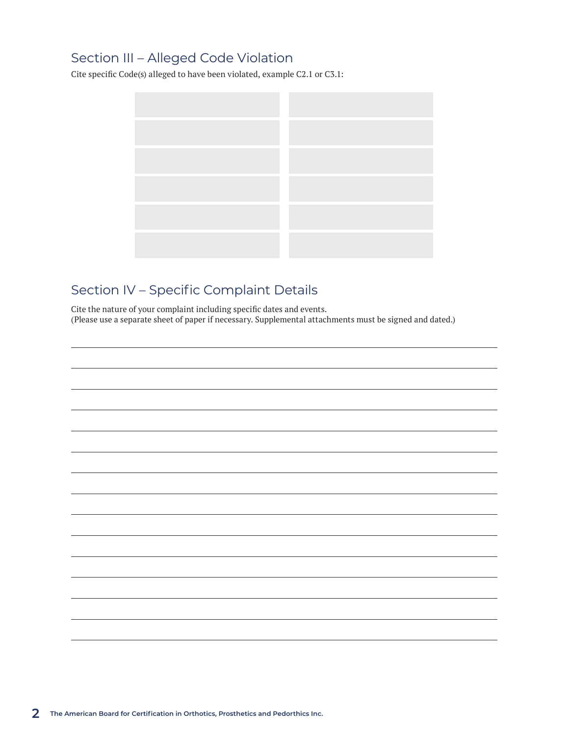## Section III – Alleged Code Violation

Cite specific Code(s) alleged to have been violated, example C2.1 or C3.1:

| | |
|---|---|
| | |
| | |
| | |
| | |
| | |
| | |

## Section IV – Specific Complaint Details

Cite the nature of your complaint including specific dates and events.
(Please use a separate sheet of paper if necessary. Supplemental attachments must be signed and dated.)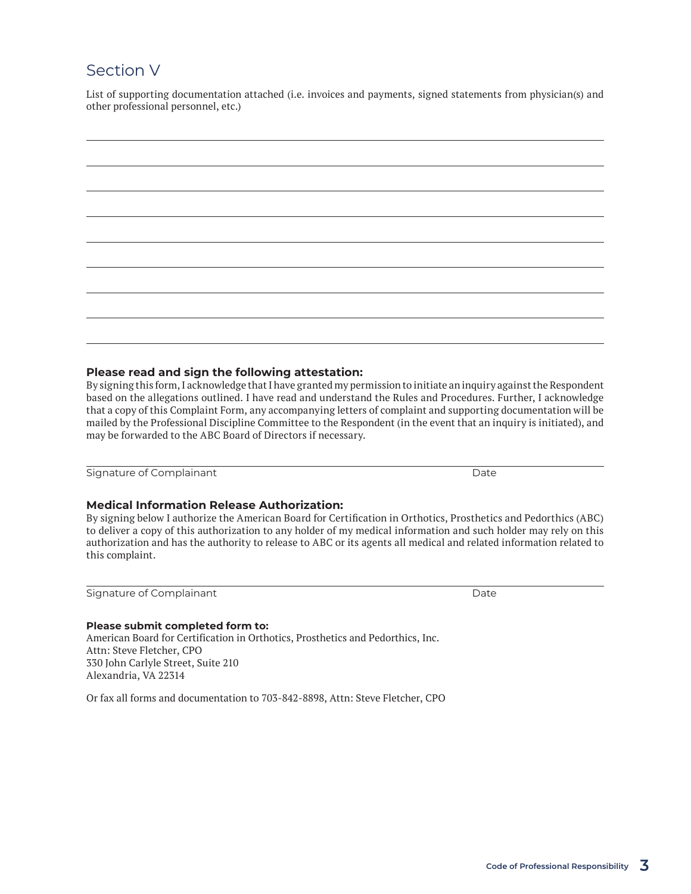## Section V

List of supporting documentation attached (i.e. invoices and payments, signed statements from physician(s) and other professional personnel, etc.)

**Please read and sign the following attestation:**

By signing this form, I acknowledge that I have granted my permission to initiate an inquiry against the Respondent based on the allegations outlined. I have read and understand the Rules and Procedures. Further, I acknowledge that a copy of this Complaint Form, any accompanying letters of complaint and supporting documentation will be mailed by the Professional Discipline Committee to the Respondent (in the event that an inquiry is initiated), and may be forwarded to the ABC Board of Directors if necessary.

Signature of Complainant  Date

**Medical Information Release Authorization:**

By signing below I authorize the American Board for Certification in Orthotics, Prosthetics and Pedorthics (ABC) to deliver a copy of this authorization to any holder of my medical information and such holder may rely on this authorization and has the authority to release to ABC or its agents all medical and related information related to this complaint.

Signature of Complainant  Date

**Please submit completed form to:**

American Board for Certification in Orthotics, Prosthetics and Pedorthics, Inc.
Attn: Steve Fletcher, CPO
330 John Carlyle Street, Suite 210
Alexandria, VA 22314

Or fax all forms and documentation to 703-842-8898, Attn: Steve Fletcher, CPO